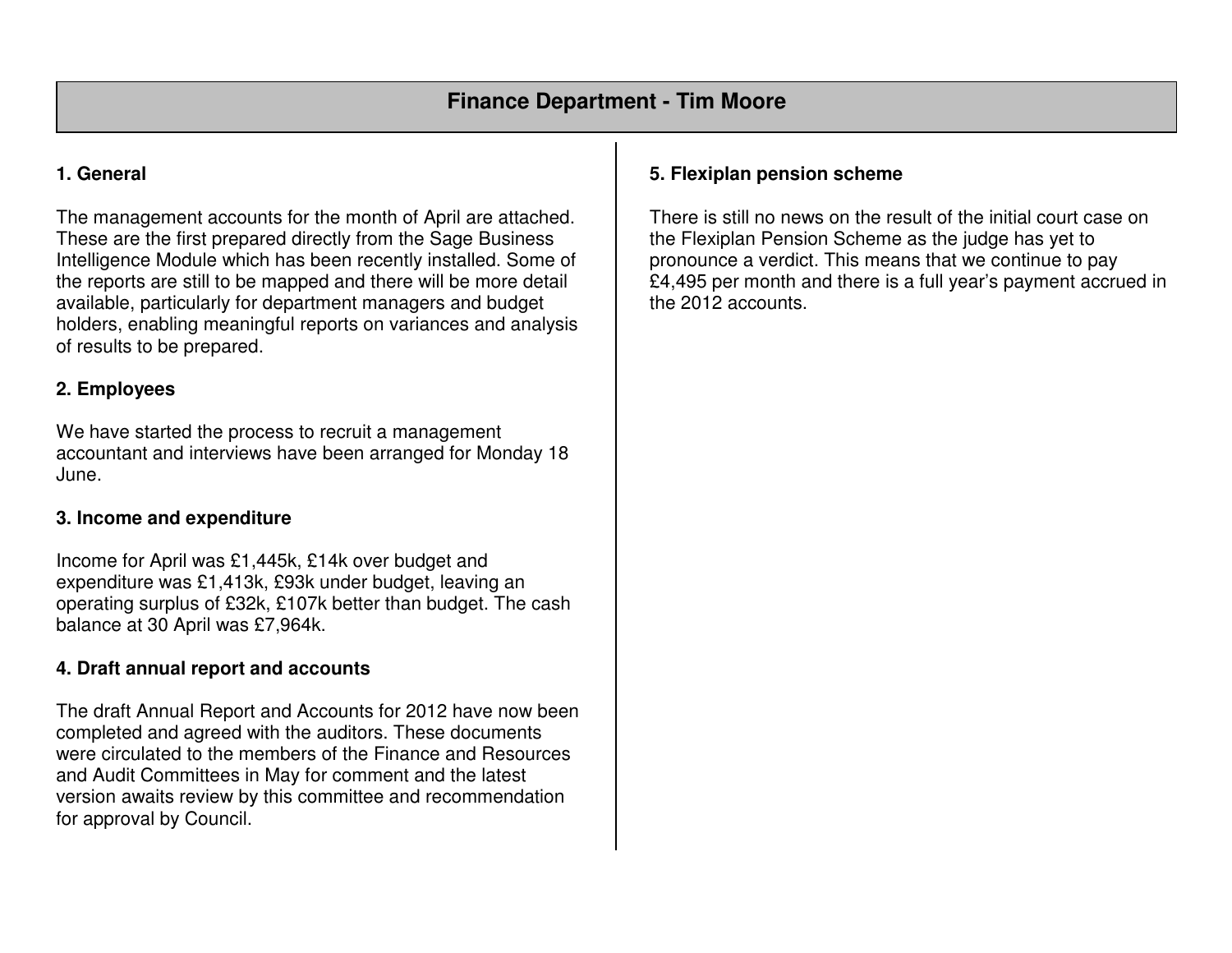# Finance Department - Tim Moore

### 1. General

The management accounts for the month of April are attached. These are the first prepared directly from the Sage Business Intelligence Module which has been recently installed. Some of the reports are still to be mapped and there will be more detail available, particularly for department managers and budget holders, enabling meaningful reports on variances and analysis of results to be prepared.

### 2. Employees

We have started the process to recruit a management accountant and interviews have been arranged for Monday 18 June.

### 3. Income and expenditure

Income for April was £1,445k, £14k over budget and expenditure was £1,413k, £93k under budget, leaving an operating surplus of £32k, £107k better than budget. The cash balance at 30 April was £7,964k.

### 4. Draft annual report and accounts

The draft Annual Report and Accounts for 2012 have now been completed and agreed with the auditors. These documents were circulated to the members of the Finance and Resources and Audit Committees in May for comment and the latest version awaits review by this committee and recommendation for approval by Council.

### 5. Flexiplan pension scheme

There is still no news on the result of the initial court case on the Flexiplan Pension Scheme as the judge has yet to pronounce a verdict. This means that we continue to pay £4,495 per month and there is a full year's payment accrued in the 2012 accounts.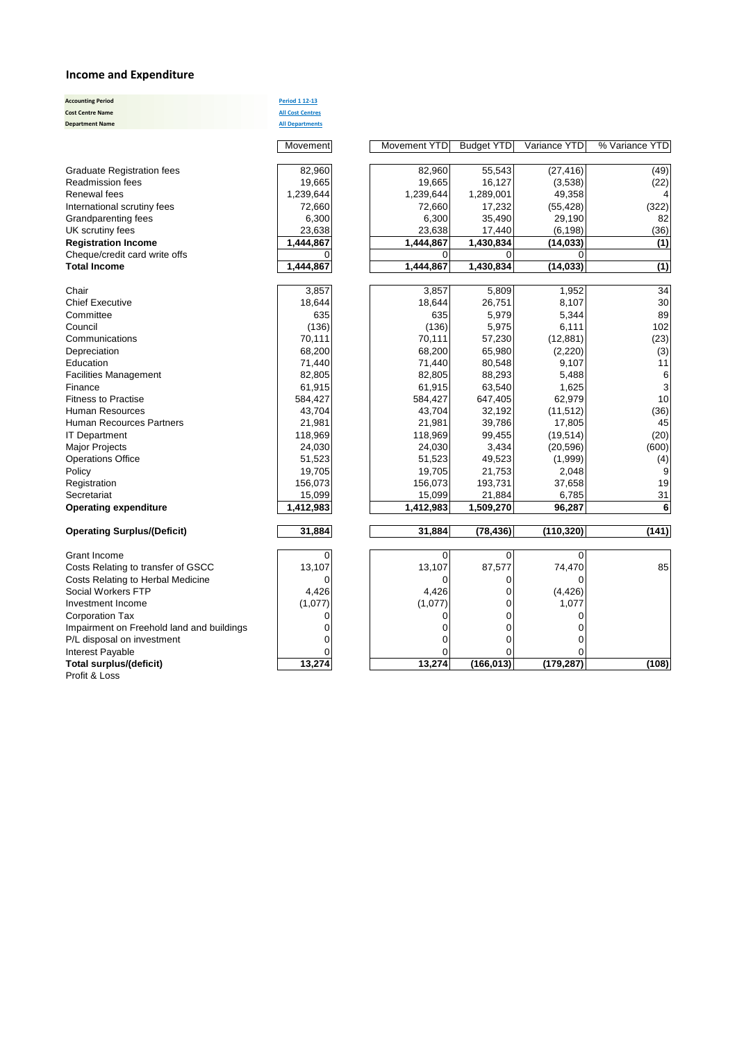## Income and Expenditure

| | |
|---|---|
| **Accounting Period** | Period 1 12-13 |
| **Cost Centre Name** | All Cost Centres |
| **Department Name** | All Departments |

| | Movement | Movement YTD | Budget YTD | Variance YTD | % Variance YTD |
|---|---|---|---|---|---|
| Graduate Registration fees | 82,960 | 82,960 | 55,543 | (27,416) | (49) |
| Readmission fees | 19,665 | 19,665 | 16,127 | (3,538) | (22) |
| Renewal fees | 1,239,644 | 1,239,644 | 1,289,001 | 49,358 | 4 |
| International scrutiny fees | 72,660 | 72,660 | 17,232 | (55,428) | (322) |
| Grandparenting fees | 6,300 | 6,300 | 35,490 | 29,190 | 82 |
| UK scrutiny fees | 23,638 | 23,638 | 17,440 | (6,198) | (36) |
| **Registration Income** | **1,444,867** | **1,444,867** | **1,430,834** | **(14,033)** | **(1)** |
| Cheque/credit card write offs | 0 | 0 | 0 | 0 | |
| **Total Income** | **1,444,867** | **1,444,867** | **1,430,834** | **(14,033)** | **(1)** |
| | | | | | |
| Chair | 3,857 | 3,857 | 5,809 | 1,952 | 34 |
| Chief Executive | 18,644 | 18,644 | 26,751 | 8,107 | 30 |
| Committee | 635 | 635 | 5,979 | 5,344 | 89 |
| Council | (136) | (136) | 5,975 | 6,111 | 102 |
| Communications | 70,111 | 70,111 | 57,230 | (12,881) | (23) |
| Depreciation | 68,200 | 68,200 | 65,980 | (2,220) | (3) |
| Education | 71,440 | 71,440 | 80,548 | 9,107 | 11 |
| Facilities Management | 82,805 | 82,805 | 88,293 | 5,488 | 6 |
| Finance | 61,915 | 61,915 | 63,540 | 1,625 | 3 |
| Fitness to Practise | 584,427 | 584,427 | 647,405 | 62,979 | 10 |
| Human Resources | 43,704 | 43,704 | 32,192 | (11,512) | (36) |
| Human Recources Partners | 21,981 | 21,981 | 39,786 | 17,805 | 45 |
| IT Department | 118,969 | 118,969 | 99,455 | (19,514) | (20) |
| Major Projects | 24,030 | 24,030 | 3,434 | (20,596) | (600) |
| Operations Office | 51,523 | 51,523 | 49,523 | (1,999) | (4) |
| Policy | 19,705 | 19,705 | 21,753 | 2,048 | 9 |
| Registration | 156,073 | 156,073 | 193,731 | 37,658 | 19 |
| Secretariat | 15,099 | 15,099 | 21,884 | 6,785 | 31 |
| **Operating expenditure** | **1,412,983** | **1,412,983** | **1,509,270** | **96,287** | **6** |
| | | | | | |
| **Operating Surplus/(Deficit)** | **31,884** | **31,884** | **(78,436)** | **(110,320)** | **(141)** |
| | | | | | |
| Grant Income | 0 | 0 | 0 | 0 | |
| Costs Relating to transfer of GSCC | 13,107 | 13,107 | 87,577 | 74,470 | 85 |
| Costs Relating to Herbal Medicine | 0 | 0 | 0 | 0 | |
| Social Workers FTP | 4,426 | 4,426 | 0 | (4,426) | |
| Investment Income | (1,077) | (1,077) | 0 | 1,077 | |
| Corporation Tax | 0 | 0 | 0 | 0 | |
| Impairment on Freehold land and buildings | 0 | 0 | 0 | 0 | |
| P/L disposal on investment | 0 | 0 | 0 | 0 | |
| Interest Payable | 0 | 0 | 0 | 0 | |
| **Total surplus/(deficit)** | **13,274** | **13,274** | **(166,013)** | **(179,287)** | **(108)** |

Profit & Loss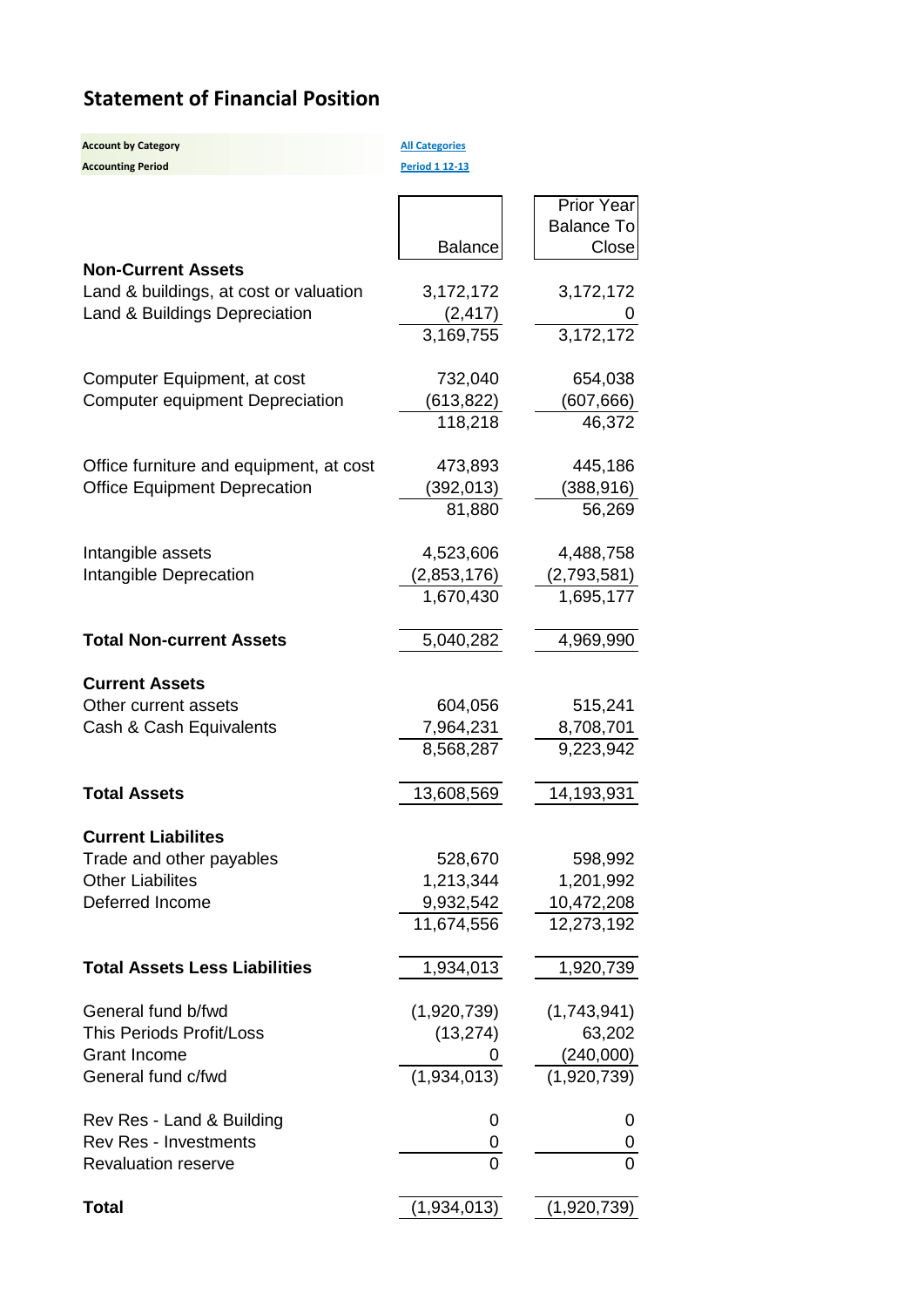## Statement of Financial Position

| | |
|---|---|
| **Account by Category** | All Categories |
| **Accounting Period** | Period 1 12-13 |

| | Balance | Prior Year Balance To Close |
|---|---|---|
| **Non-Current Assets** | | |
| Land & buildings, at cost or valuation | 3,172,172 | 3,172,172 |
| Land & Buildings Depreciation | (2,417) | 0 |
| | 3,169,755 | 3,172,172 |
| | | |
| Computer Equipment, at cost | 732,040 | 654,038 |
| Computer equipment Depreciation | (613,822) | (607,666) |
| | 118,218 | 46,372 |
| | | |
| Office furniture and equipment, at cost | 473,893 | 445,186 |
| Office Equipment Deprecation | (392,013) | (388,916) |
| | 81,880 | 56,269 |
| | | |
| Intangible assets | 4,523,606 | 4,488,758 |
| Intangible Deprecation | (2,853,176) | (2,793,581) |
| | 1,670,430 | 1,695,177 |
| | | |
| **Total Non-current Assets** | 5,040,282 | 4,969,990 |
| | | |
| **Current Assets** | | |
| Other current assets | 604,056 | 515,241 |
| Cash & Cash Equivalents | 7,964,231 | 8,708,701 |
| | 8,568,287 | 9,223,942 |
| | | |
| **Total Assets** | 13,608,569 | 14,193,931 |
| | | |
| **Current Liabilites** | | |
| Trade and other payables | 528,670 | 598,992 |
| Other Liabilites | 1,213,344 | 1,201,992 |
| Deferred Income | 9,932,542 | 10,472,208 |
| | 11,674,556 | 12,273,192 |
| | | |
| **Total Assets Less Liabilities** | 1,934,013 | 1,920,739 |
| | | |
| General fund b/fwd | (1,920,739) | (1,743,941) |
| This Periods Profit/Loss | (13,274) | 63,202 |
| Grant Income | 0 | (240,000) |
| General fund c/fwd | (1,934,013) | (1,920,739) |
| | | |
| Rev Res - Land & Building | 0 | 0 |
| Rev Res - Investments | 0 | 0 |
| Revaluation reserve | 0 | 0 |
| | | |
| **Total** | (1,934,013) | (1,920,739) |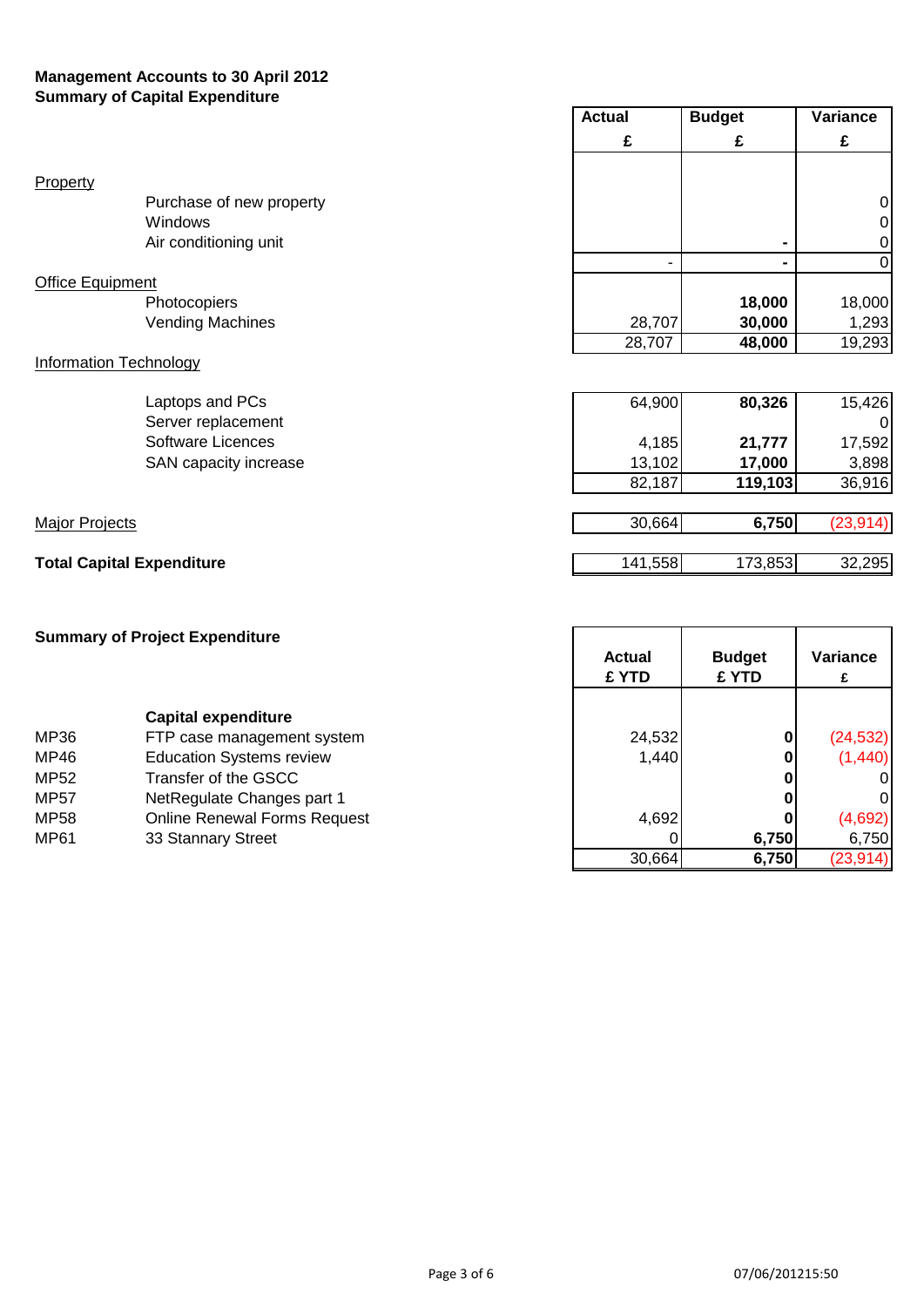**Management Accounts to 30 April 2012**
**Summary of Capital Expenditure**

| | | Actual | Budget | Variance |
|---|---|---|---|---|
| | | £ | £ | £ |
| Property | | | | |
| | Purchase of new property | | | 0 |
| | Windows | | | 0 |
| | Air conditioning unit | | - | 0 |
| | | - | - | 0 |
| Office Equipment | | | | |
| | Photocopiers | | **18,000** | 18,000 |
| | Vending Machines | 28,707 | **30,000** | 1,293 |
| | | 28,707 | **48,000** | 19,293 |
| Information Technology | | | | |
| | Laptops and PCs | 64,900 | **80,326** | 15,426 |
| | Server replacement | | | 0 |
| | Software Licences | 4,185 | **21,777** | 17,592 |
| | SAN capacity increase | 13,102 | **17,000** | 3,898 |
| | | 82,187 | **119,103** | 36,916 |
| Major Projects | | 30,664 | **6,750** | (23,914) |
| **Total Capital Expenditure** | | 141,558 | 173,853 | 32,295 |

**Summary of Project Expenditure**

| | | Actual £ YTD | Budget £ YTD | Variance £ |
|---|---|---|---|---|
| | **Capital expenditure** | | | |
| MP36 | FTP case management system | 24,532 | **0** | (24,532) |
| MP46 | Education Systems review | 1,440 | **0** | (1,440) |
| MP52 | Transfer of the GSCC | | **0** | 0 |
| MP57 | NetRegulate Changes part 1 | | **0** | 0 |
| MP58 | Online Renewal Forms Request | 4,692 | **0** | (4,692) |
| MP61 | 33 Stannary Street | 0 | **6,750** | 6,750 |
| | | 30,664 | **6,750** | (23,914) |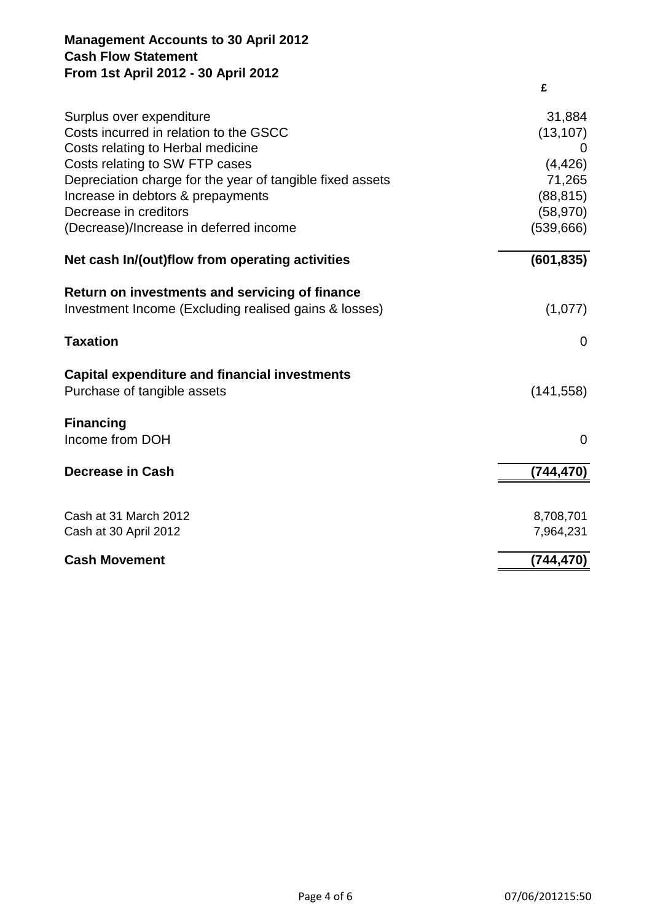# Management Accounts to 30 April 2012
## Cash Flow Statement
### From 1st April 2012 - 30 April 2012

| | £ |
|---|---|
| Surplus over expenditure | 31,884 |
| Costs incurred in relation to the GSCC | (13,107) |
| Costs relating to Herbal medicine | 0 |
| Costs relating to SW FTP cases | (4,426) |
| Depreciation charge for the year of tangible fixed assets | 71,265 |
| Increase in debtors & prepayments | (88,815) |
| Decrease in creditors | (58,970) |
| (Decrease)/Increase in deferred income | (539,666) |
| **Net cash In/(out)flow from operating activities** | **(601,835)** |
| **Return on investments and servicing of finance** | |
| Investment Income (Excluding realised gains & losses) | (1,077) |
| **Taxation** | 0 |
| **Capital expenditure and financial investments** | |
| Purchase of tangible assets | (141,558) |
| **Financing** | |
| Income from DOH | 0 |
| **Decrease in Cash** | **(744,470)** |
| | |
| Cash at 31 March 2012 | 8,708,701 |
| Cash at 30 April 2012 | 7,964,231 |
| **Cash Movement** | **(744,470)** |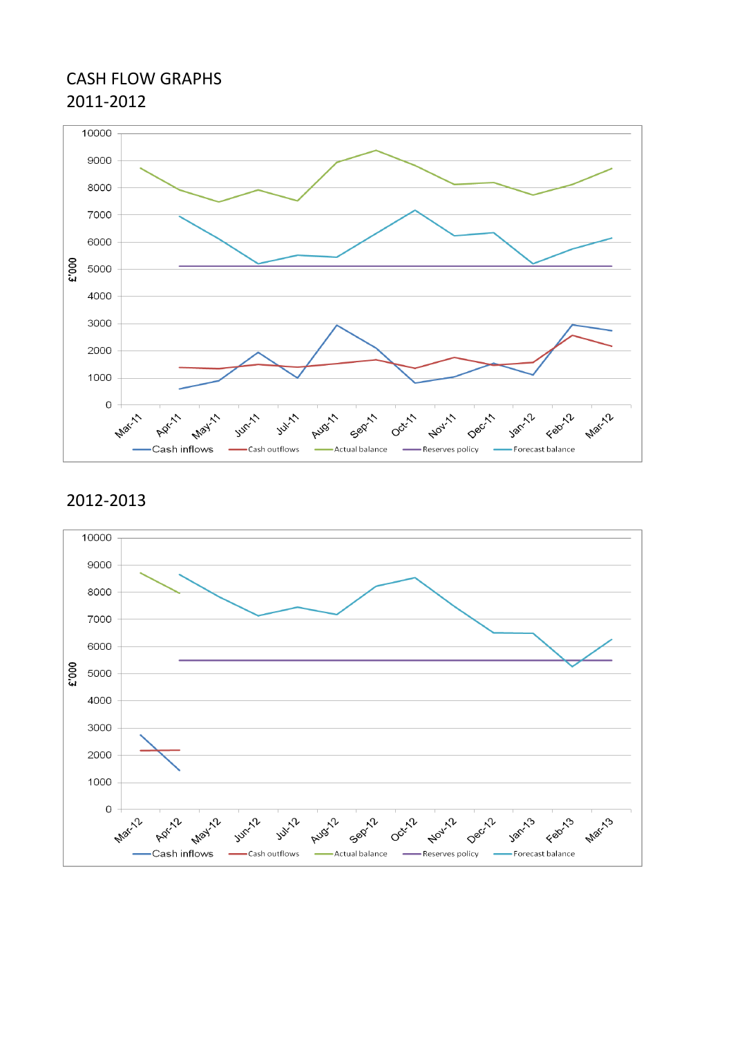# CASH FLOW GRAPHS

## 2011-2012

## 2012-2013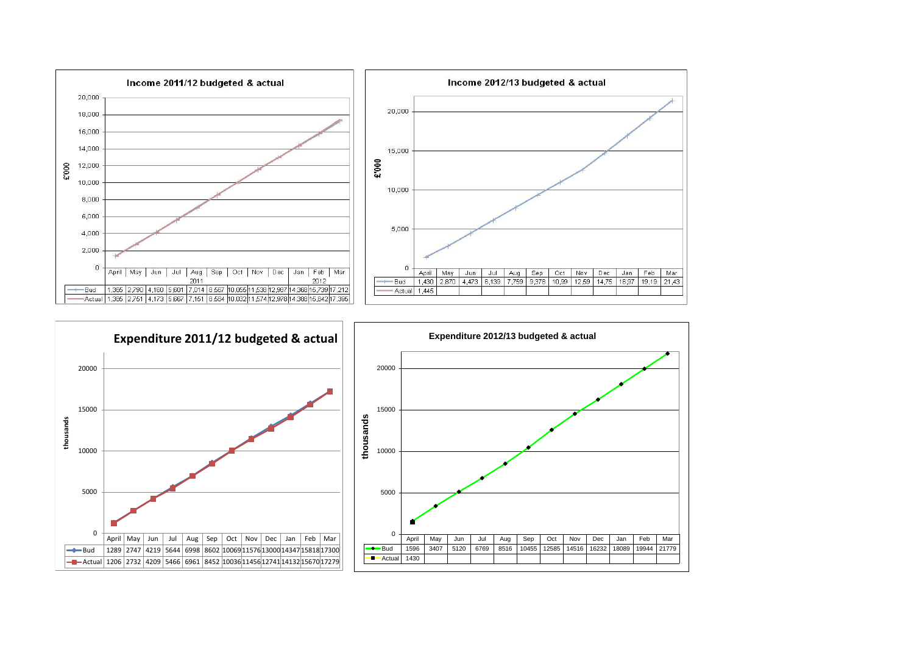**Income 2011/12 budgeted & actual**

£'000

20,000
18,000
16,000
14,000
12,000
10,000
8,000
6,000
4,000
2,000
0

April May Jun Jul Aug Sep Oct Nov Dec Jan Feb Mar

2011 2012

Bud 1,365 2,790 4,160 5,601 7,014 8,567 10,055 11,538 12,987 14,368 15,799 17,212

Actual 1,365 2,761 4,173 5,667 7,151 8,584 10,032 11,574 12,978 14,368 15,842 17,395

**Income 2012/13 budgeted & actual**

£'000

20,000
15,000
10,000
5,000
0

April May Jun Jul Aug Sep Oct Nov Dec Jan Feb Mar

Bud 1,430 2,870 4,473 6,139 7,759 9,376 10,99 12,59 14,75 16,97 19,19 21,43

Actual 1,445

**Expenditure 2011/12 budgeted & actual**

thousands

20000
15000
10000
5000
0

April May Jun Jul Aug Sep Oct Nov Dec Jan Feb Mar

Bud 1289 2747 4219 5644 6998 8602 10069 11576 13000 14347 15818 17300

Actual 1206 2732 4209 5466 6961 8452 10036 11456 12741 14132 15670 17279

**Expenditure 2012/13 budgeted & actual**

thousands

20000
15000
10000
5000
0

April May Jun Jul Aug Sep Oct Nov Dec Jan Feb Mar

Bud 1596 3407 5120 6769 8516 10455 12585 14516 16232 18089 19944 21779

Actual 1430